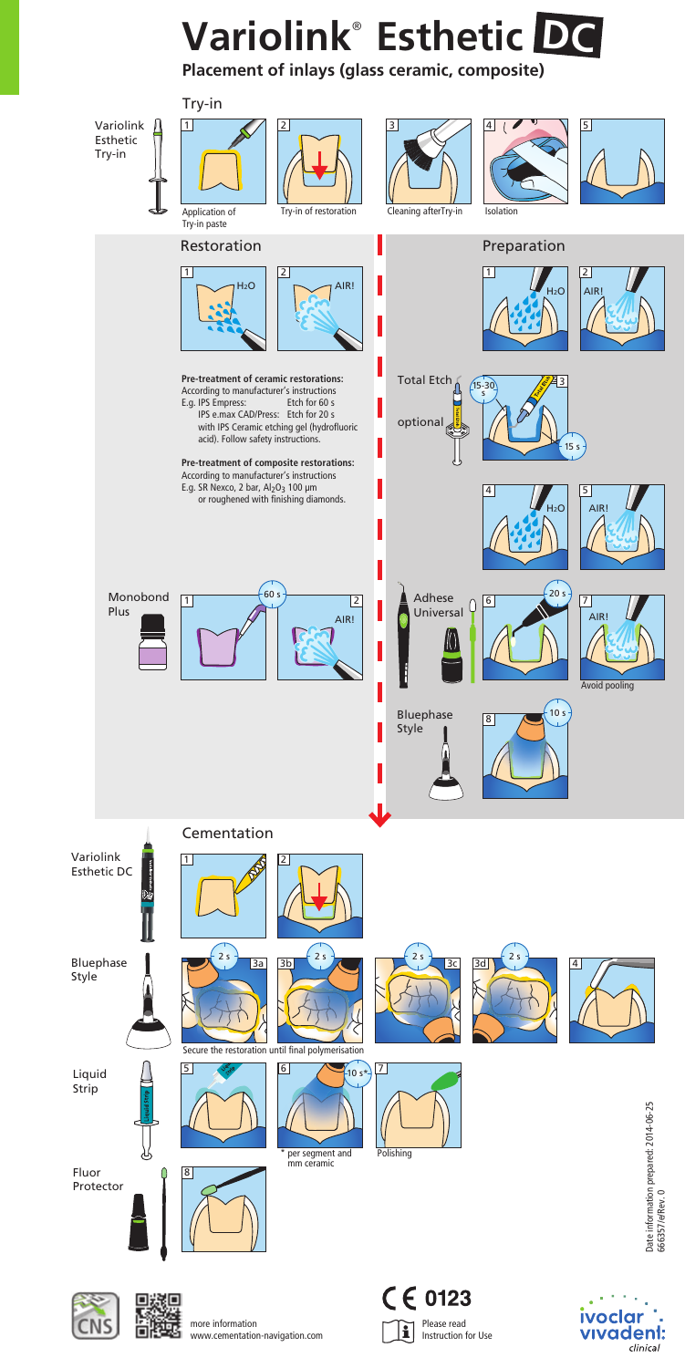# Variolink® Esthetic DC

**Placement of inlays (glass ceramic, composite)**

## Try-in

Variolink Esthetic Try-in

1 Application of Try-in paste

2 Try-in of restoration

3 Cleaning afterTry-in

4 Isolation

5

## Restoration

1 $H_2O$

2 AIR!

**Pre-treatment of ceramic restorations:**
According to manufacturer's instructions
E.g. IPS Empress: Etch for 60 s
IPS e.max CAD/Press: Etch for 20 s
with IPS Ceramic etching gel (hydrofluoric acid). Follow safety instructions.

**Pre-treatment of composite restorations:**
According to manufacturer's instructions
E.g. SR Nexco, 2 bar, $Al_2O_3$ 100 µm
or roughened with finishing diamonds.

Monobond Plus

1 60 s

2 AIR!

## Preparation

1 $H_2O$

2 AIR!

Total Etch optional

3 15-30 s, 15 s

4 $H_2O$

5 AIR!

Adhese Universal

6 20 s

7 AIR! Avoid pooling

Bluephase Style

8 10 s

## Cementation

Variolink Esthetic DC

1

2

Bluephase Style

3a 2 s

3b 2 s

3c 2 s

3d 2 s

4

Secure the restoration until final polymerisation

Liquid Strip

5

6 10 s*

\* per segment and mm ceramic

7 Polishing

Fluor Protector

8

Date information prepared: 2014-06-25
666357/e/Rev. 0

more information
www.cementation-navigation.com

CE 0123

Please read Instruction for Use

ivoclar vivadent: clinical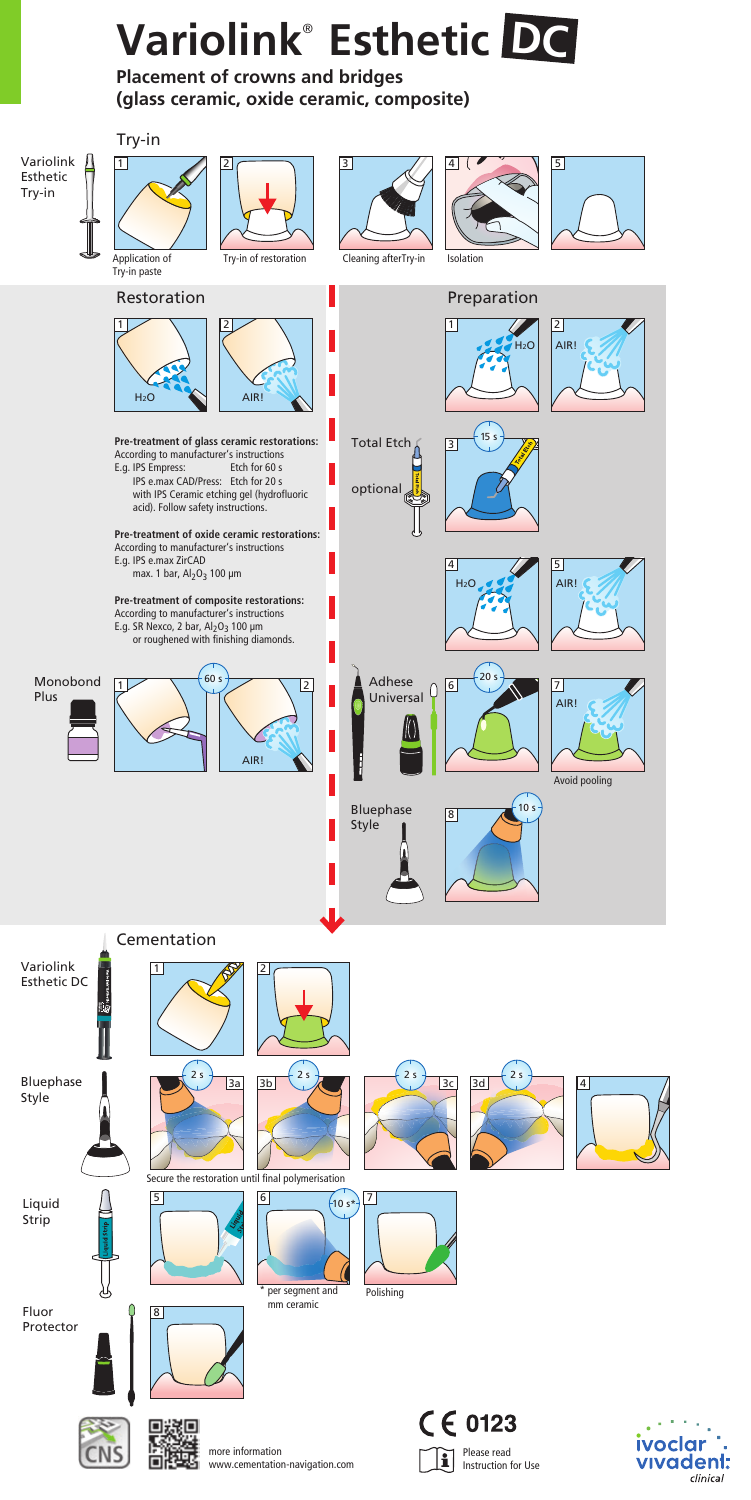# Variolink® Esthetic DC

**Placement of crowns and bridges (glass ceramic, oxide ceramic, composite)**

## Try-in

Variolink Esthetic Try-in

1 Application of Try-in paste

2 Try-in of restoration

3 Cleaning afterTry-in

4 Isolation

5

## Restoration

1 $H_2O$

2 AIR!

**Pre-treatment of glass ceramic restorations:**
According to manufacturer's instructions
E.g. IPS Empress: Etch for 60 s
IPS e.max CAD/Press: Etch for 20 s
with IPS Ceramic etching gel (hydrofluoric acid). Follow safety instructions.

**Pre-treatment of oxide ceramic restorations:**
According to manufacturer's instructions
E.g. IPS e.max ZirCAD
max. 1 bar, $Al_2O_3$ 100 µm

**Pre-treatment of composite restorations:**
According to manufacturer's instructions
E.g. SR Nexco, 2 bar, $Al_2O_3$ 100 µm
or roughened with finishing diamonds.

Monobond Plus

1 60 s

2 AIR!

## Preparation

1 $H_2O$

2 AIR!

Total Etch optional

3 15 s

4 $H_2O$

5 AIR!

Adhese Universal

6 20 s

7 AIR!

Avoid pooling

Bluephase Style

8 10 s

## Cementation

Variolink Esthetic DC

1

2

Bluephase Style

3a 2 s

3b 2 s

3c 2 s

3d 2 s

4

Secure the restoration until final polymerisation

Liquid Strip

5

6 10 s*

\* per segment and mm ceramic

7 Polishing

Fluor Protector

8

more information
www.cementation-navigation.com

CE 0123

Please read Instruction for Use

ivoclar vivadent clinical